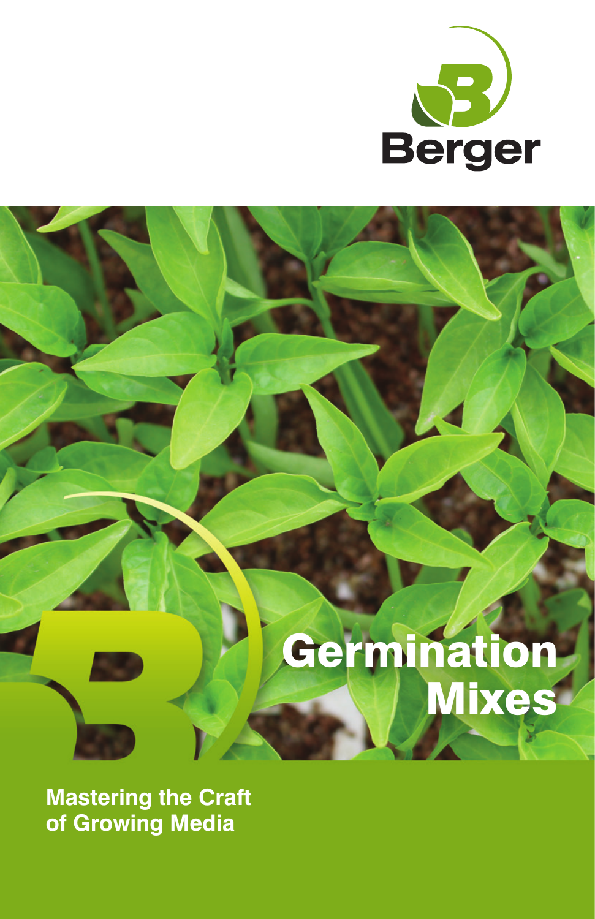Berger

# Germination Mixes

**Mastering the Craft of Growing Media**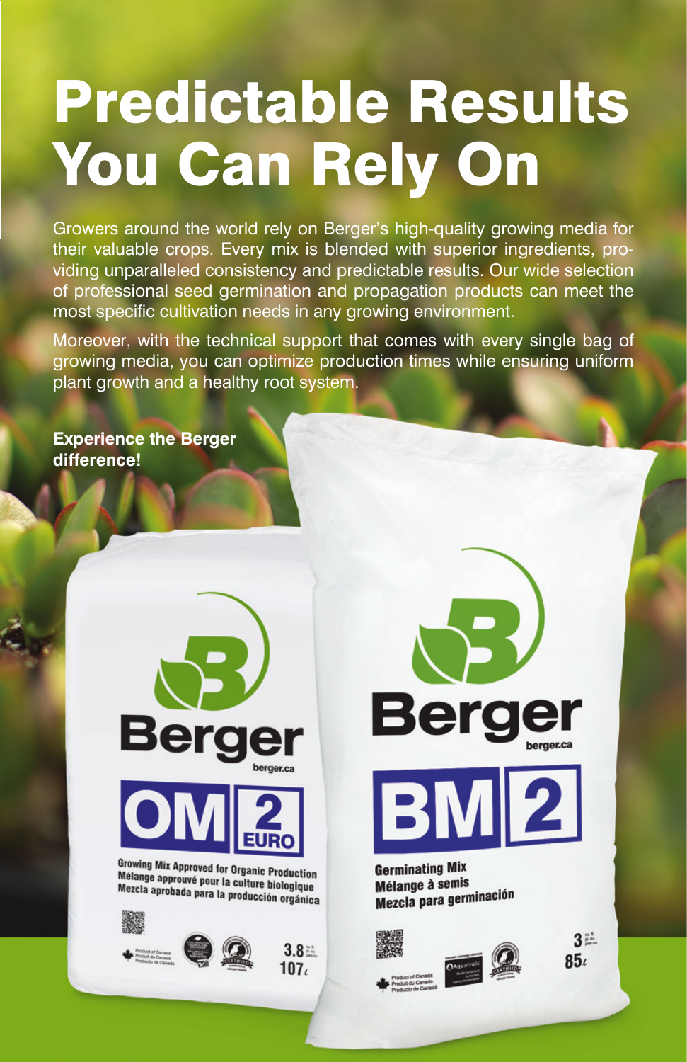# Predictable Results You Can Rely On

Growers around the world rely on Berger's high-quality growing media for their valuable crops. Every mix is blended with superior ingredients, providing unparalleled consistency and predictable results. Our wide selection of professional seed germination and propagation products can meet the most specific cultivation needs in any growing environment.

Moreover, with the technical support that comes with every single bag of growing media, you can optimize production times while ensuring uniform plant growth and a healthy root system.

**Experience the Berger difference!**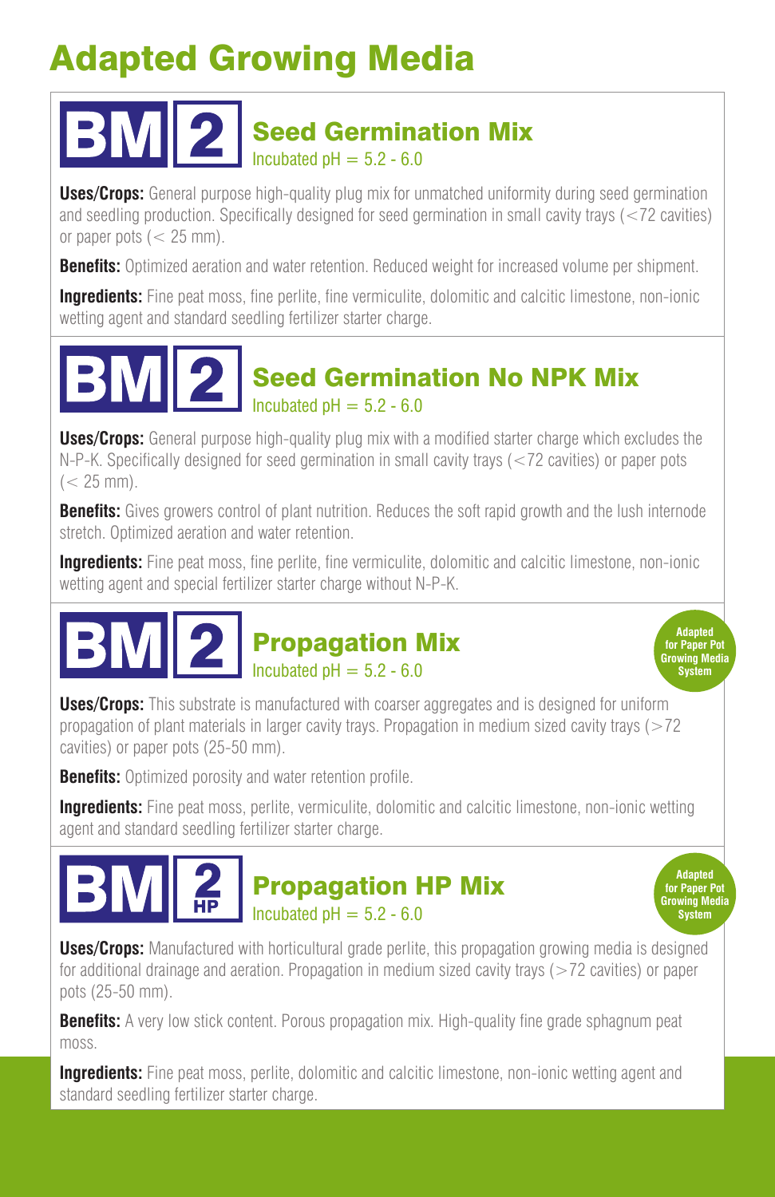# Adapted Growing Media

## BM 2 Seed Germination Mix

Incubated pH = 5.2 - 6.0

**Uses/Crops:** General purpose high-quality plug mix for unmatched uniformity during seed germination and seedling production. Specifically designed for seed germination in small cavity trays (<72 cavities) or paper pots (< 25 mm).

**Benefits:** Optimized aeration and water retention. Reduced weight for increased volume per shipment.

**Ingredients:** Fine peat moss, fine perlite, fine vermiculite, dolomitic and calcitic limestone, non-ionic wetting agent and standard seedling fertilizer starter charge.

## BM 2 Seed Germination No NPK Mix

Incubated pH = 5.2 - 6.0

**Uses/Crops:** General purpose high-quality plug mix with a modified starter charge which excludes the N-P-K. Specifically designed for seed germination in small cavity trays (<72 cavities) or paper pots (< 25 mm).

**Benefits:** Gives growers control of plant nutrition. Reduces the soft rapid growth and the lush internode stretch. Optimized aeration and water retention.

**Ingredients:** Fine peat moss, fine perlite, fine vermiculite, dolomitic and calcitic limestone, non-ionic wetting agent and special fertilizer starter charge without N-P-K.

## BM 2 Propagation Mix

Incubated pH = 5.2 - 6.0

Adapted for Paper Pot Growing Media System

**Uses/Crops:** This substrate is manufactured with coarser aggregates and is designed for uniform propagation of plant materials in larger cavity trays. Propagation in medium sized cavity trays (>72 cavities) or paper pots (25-50 mm).

**Benefits:** Optimized porosity and water retention profile.

**Ingredients:** Fine peat moss, perlite, vermiculite, dolomitic and calcitic limestone, non-ionic wetting agent and standard seedling fertilizer starter charge.

## BM 2 HP Propagation HP Mix

Incubated pH = 5.2 - 6.0

Adapted for Paper Pot Growing Media System

**Uses/Crops:** Manufactured with horticultural grade perlite, this propagation growing media is designed for additional drainage and aeration. Propagation in medium sized cavity trays (>72 cavities) or paper pots (25-50 mm).

**Benefits:** A very low stick content. Porous propagation mix. High-quality fine grade sphagnum peat moss.

**Ingredients:** Fine peat moss, perlite, dolomitic and calcitic limestone, non-ionic wetting agent and standard seedling fertilizer starter charge.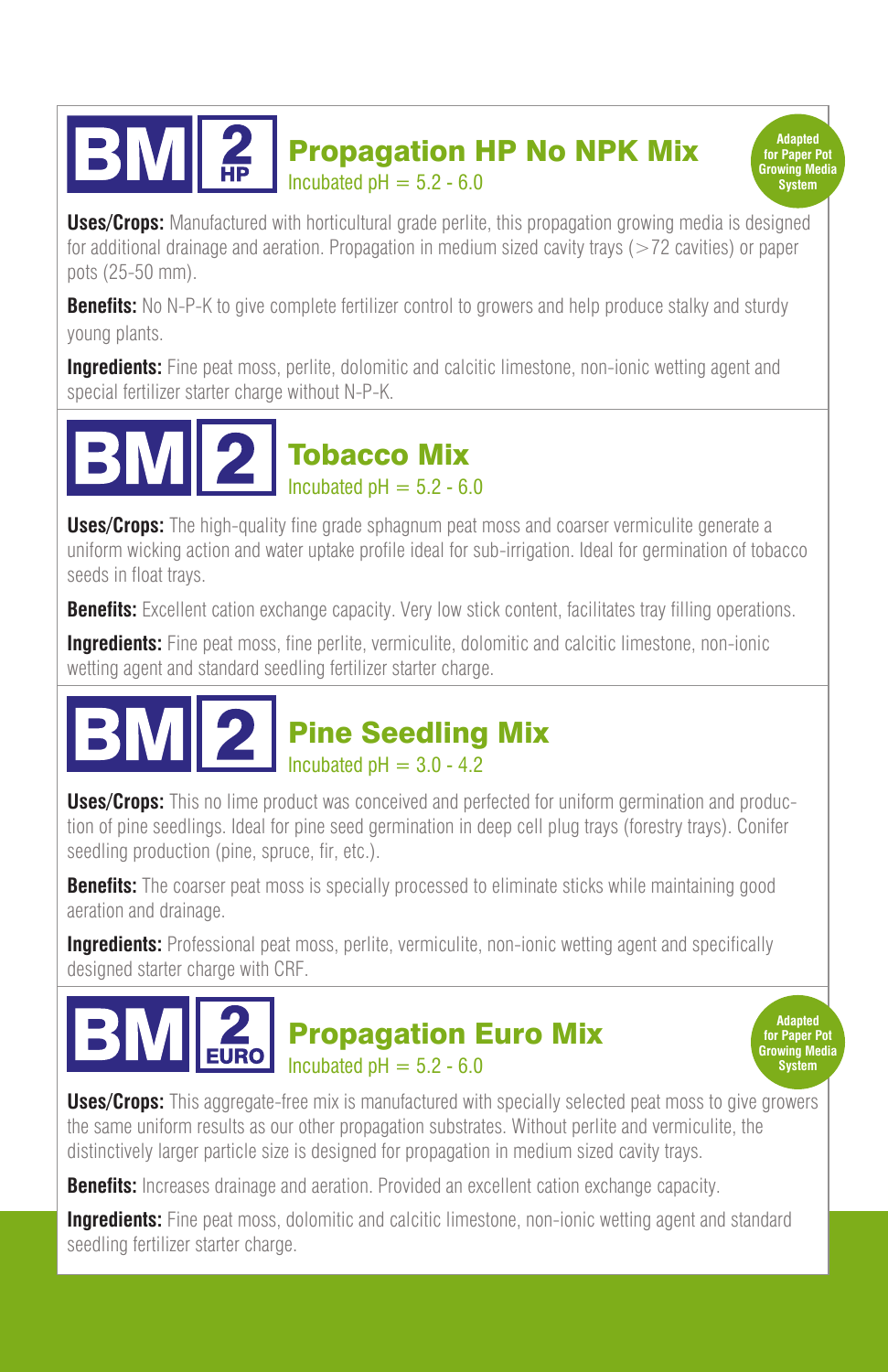## BM 2 HP — Propagation HP No NPK Mix

Incubated pH = 5.2 - 6.0

Adapted for Paper Pot Growing Media System

**Uses/Crops:** Manufactured with horticultural grade perlite, this propagation growing media is designed for additional drainage and aeration. Propagation in medium sized cavity trays (>72 cavities) or paper pots (25-50 mm).

**Benefits:** No N-P-K to give complete fertilizer control to growers and help produce stalky and sturdy young plants.

**Ingredients:** Fine peat moss, perlite, dolomitic and calcitic limestone, non-ionic wetting agent and special fertilizer starter charge without N-P-K.

## BM 2 — Tobacco Mix

Incubated pH = 5.2 - 6.0

**Uses/Crops:** The high-quality fine grade sphagnum peat moss and coarser vermiculite generate a uniform wicking action and water uptake profile ideal for sub-irrigation. Ideal for germination of tobacco seeds in float trays.

**Benefits:** Excellent cation exchange capacity. Very low stick content, facilitates tray filling operations.

**Ingredients:** Fine peat moss, fine perlite, vermiculite, dolomitic and calcitic limestone, non-ionic wetting agent and standard seedling fertilizer starter charge.

## BM 2 — Pine Seedling Mix

Incubated pH = 3.0 - 4.2

**Uses/Crops:** This no lime product was conceived and perfected for uniform germination and production of pine seedlings. Ideal for pine seed germination in deep cell plug trays (forestry trays). Conifer seedling production (pine, spruce, fir, etc.).

**Benefits:** The coarser peat moss is specially processed to eliminate sticks while maintaining good aeration and drainage.

**Ingredients:** Professional peat moss, perlite, vermiculite, non-ionic wetting agent and specifically designed starter charge with CRF.

## BM 2 EURO — Propagation Euro Mix

Incubated pH = 5.2 - 6.0

Adapted for Paper Pot Growing Media System

**Uses/Crops:** This aggregate-free mix is manufactured with specially selected peat moss to give growers the same uniform results as our other propagation substrates. Without perlite and vermiculite, the distinctively larger particle size is designed for propagation in medium sized cavity trays.

**Benefits:** Increases drainage and aeration. Provided an excellent cation exchange capacity.

**Ingredients:** Fine peat moss, dolomitic and calcitic limestone, non-ionic wetting agent and standard seedling fertilizer starter charge.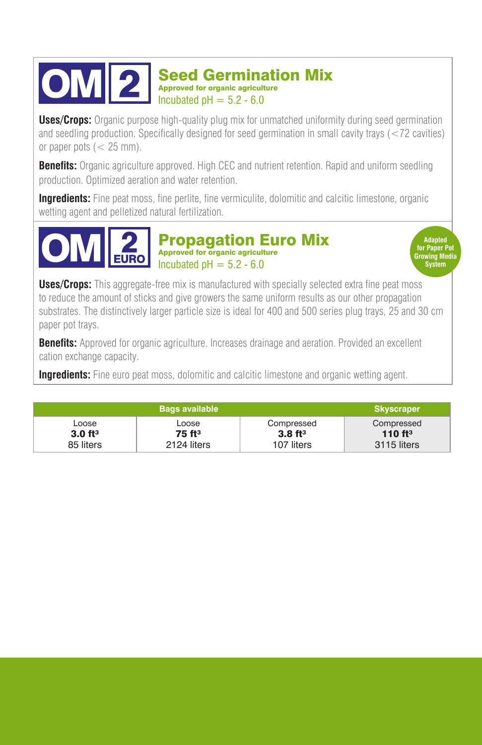## OM 2 — Seed Germination Mix

**Approved for organic agriculture**

Incubated pH = 5.2 - 6.0

**Uses/Crops:** Organic purpose high-quality plug mix for unmatched uniformity during seed germination and seedling production. Specifically designed for seed germination in small cavity trays (<72 cavities) or paper pots (< 25 mm).

**Benefits:** Organic agriculture approved. High CEC and nutrient retention. Rapid and uniform seedling production. Optimized aeration and water retention.

**Ingredients:** Fine peat moss, fine perlite, fine vermiculite, dolomitic and calcitic limestone, organic wetting agent and pelletized natural fertilization.

## OM 2 EURO — Propagation Euro Mix

**Approved for organic agriculture**

Incubated pH = 5.2 - 6.0

Adapted for Paper Pot Growing Media System

**Uses/Crops:** This aggregate-free mix is manufactured with specially selected extra fine peat moss to reduce the amount of sticks and give growers the same uniform results as our other propagation substrates. The distinctively larger particle size is ideal for 400 and 500 series plug trays, 25 and 30 cm paper pot trays.

**Benefits:** Approved for organic agriculture. Increases drainage and aeration. Provided an excellent cation exchange capacity.

**Ingredients:** Fine euro peat moss, dolomitic and calcitic limestone and organic wetting agent.

| Bags available | | | Skyscraper |
|---|---|---|---|
| Loose **3.0 ft³** 85 liters | Loose **75 ft³** 2124 liters | Compressed **3.8 ft³** 107 liters | Compressed **110 ft³** 3115 liters |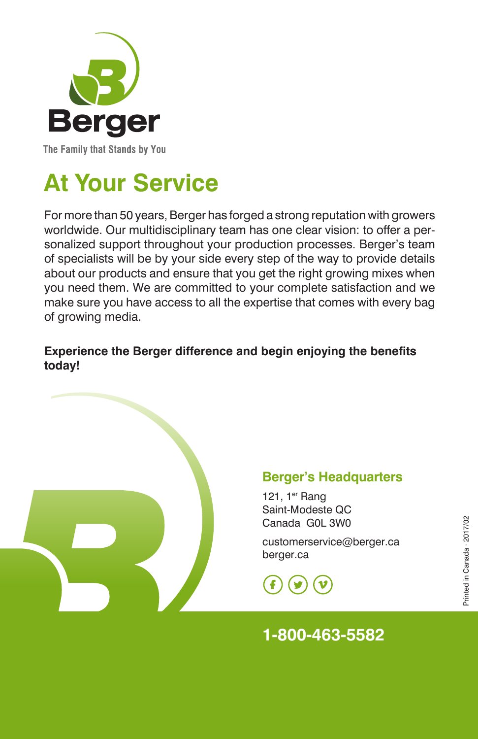Berger

The Family that Stands by You

# At Your Service

For more than 50 years, Berger has forged a strong reputation with growers worldwide. Our multidisciplinary team has one clear vision: to offer a personalized support throughout your production processes. Berger's team of specialists will be by your side every step of the way to provide details about our products and ensure that you get the right growing mixes when you need them. We are committed to your complete satisfaction and we make sure you have access to all the expertise that comes with every bag of growing media.

**Experience the Berger difference and begin enjoying the benefits today!**

## Berger's Headquarters

121, 1er Rang
Saint-Modeste QC
Canada G0L 3W0

customerservice@berger.ca
berger.ca

**1-800-463-5582**

Printed in Canada · 2017/02